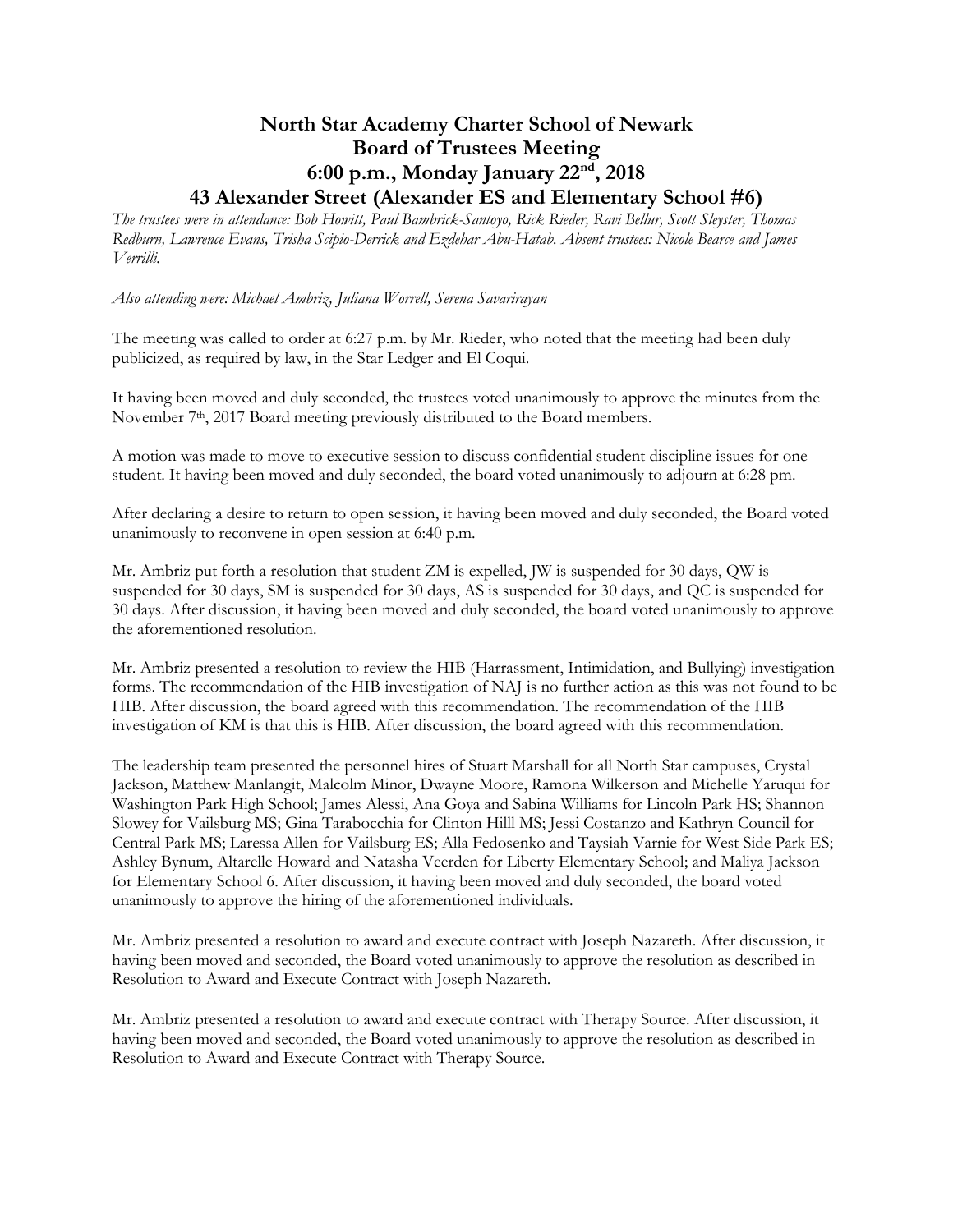# North Star Academy Charter School of Newark
## Board of Trustees Meeting
## 6:00 p.m., Monday January 22nd, 2018
## 43 Alexander Street (Alexander ES and Elementary School #6)

*The trustees were in attendance: Bob Howitt, Paul Bambrick-Santoyo, Rick Rieder, Ravi Bellur, Scott Sleyster, Thomas Redburn, Lawrence Evans, Trisha Scipio-Derrick and Ezdehar Abu-Hatab. Absent trustees: Nicole Bearce and James Verrilli.*

*Also attending were: Michael Ambriz, Juliana Worrell, Serena Savarirayan*

The meeting was called to order at 6:27 p.m. by Mr. Rieder, who noted that the meeting had been duly publicized, as required by law, in the Star Ledger and El Coqui.

It having been moved and duly seconded, the trustees voted unanimously to approve the minutes from the November 7th, 2017 Board meeting previously distributed to the Board members.

A motion was made to move to executive session to discuss confidential student discipline issues for one student. It having been moved and duly seconded, the board voted unanimously to adjourn at 6:28 pm.

After declaring a desire to return to open session, it having been moved and duly seconded, the Board voted unanimously to reconvene in open session at 6:40 p.m.

Mr. Ambriz put forth a resolution that student ZM is expelled, JW is suspended for 30 days, QW is suspended for 30 days, SM is suspended for 30 days, AS is suspended for 30 days, and QC is suspended for 30 days. After discussion, it having been moved and duly seconded, the board voted unanimously to approve the aforementioned resolution.

Mr. Ambriz presented a resolution to review the HIB (Harrassment, Intimidation, and Bullying) investigation forms. The recommendation of the HIB investigation of NAJ is no further action as this was not found to be HIB. After discussion, the board agreed with this recommendation. The recommendation of the HIB investigation of KM is that this is HIB. After discussion, the board agreed with this recommendation.

The leadership team presented the personnel hires of Stuart Marshall for all North Star campuses, Crystal Jackson, Matthew Manlangit, Malcolm Minor, Dwayne Moore, Ramona Wilkerson and Michelle Yaruqui for Washington Park High School; James Alessi, Ana Goya and Sabina Williams for Lincoln Park HS; Shannon Slowey for Vailsburg MS; Gina Tarabocchia for Clinton Hilll MS; Jessi Costanzo and Kathryn Council for Central Park MS; Laressa Allen for Vailsburg ES; Alla Fedosenko and Taysiah Varnie for West Side Park ES; Ashley Bynum, Altarelle Howard and Natasha Veerden for Liberty Elementary School; and Maliya Jackson for Elementary School 6. After discussion, it having been moved and duly seconded, the board voted unanimously to approve the hiring of the aforementioned individuals.

Mr. Ambriz presented a resolution to award and execute contract with Joseph Nazareth. After discussion, it having been moved and seconded, the Board voted unanimously to approve the resolution as described in Resolution to Award and Execute Contract with Joseph Nazareth.

Mr. Ambriz presented a resolution to award and execute contract with Therapy Source. After discussion, it having been moved and seconded, the Board voted unanimously to approve the resolution as described in Resolution to Award and Execute Contract with Therapy Source.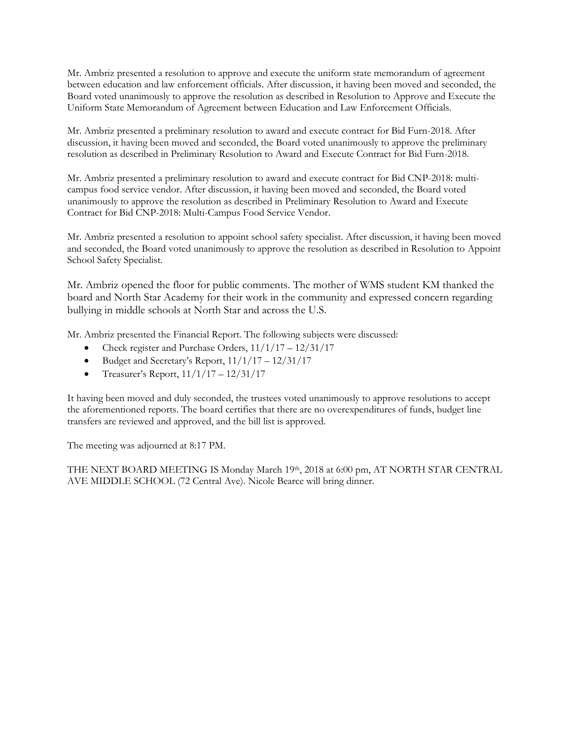Mr. Ambriz presented a resolution to approve and execute the uniform state memorandum of agreement between education and law enforcement officials. After discussion, it having been moved and seconded, the Board voted unanimously to approve the resolution as described in Resolution to Approve and Execute the Uniform State Memorandum of Agreement between Education and Law Enforcement Officials.

Mr. Ambriz presented a preliminary resolution to award and execute contract for Bid Furn-2018. After discussion, it having been moved and seconded, the Board voted unanimously to approve the preliminary resolution as described in Preliminary Resolution to Award and Execute Contract for Bid Furn-2018.

Mr. Ambriz presented a preliminary resolution to award and execute contract for Bid CNP-2018: multi-campus food service vendor. After discussion, it having been moved and seconded, the Board voted unanimously to approve the resolution as described in Preliminary Resolution to Award and Execute Contract for Bid CNP-2018: Multi-Campus Food Service Vendor.

Mr. Ambriz presented a resolution to appoint school safety specialist. After discussion, it having been moved and seconded, the Board voted unanimously to approve the resolution as described in Resolution to Appoint School Safety Specialist.

Mr. Ambriz opened the floor for public comments. The mother of WMS student KM thanked the board and North Star Academy for their work in the community and expressed concern regarding bullying in middle schools at North Star and across the U.S.

Mr. Ambriz presented the Financial Report. The following subjects were discussed:

- Check register and Purchase Orders, 11/1/17 – 12/31/17
- Budget and Secretary's Report, 11/1/17 – 12/31/17
- Treasurer's Report, 11/1/17 – 12/31/17

It having been moved and duly seconded, the trustees voted unanimously to approve resolutions to accept the aforementioned reports. The board certifies that there are no overexpenditures of funds, budget line transfers are reviewed and approved, and the bill list is approved.

The meeting was adjourned at 8:17 PM.

THE NEXT BOARD MEETING IS Monday March 19th, 2018 at 6:00 pm, AT NORTH STAR CENTRAL AVE MIDDLE SCHOOL (72 Central Ave). Nicole Bearce will bring dinner.